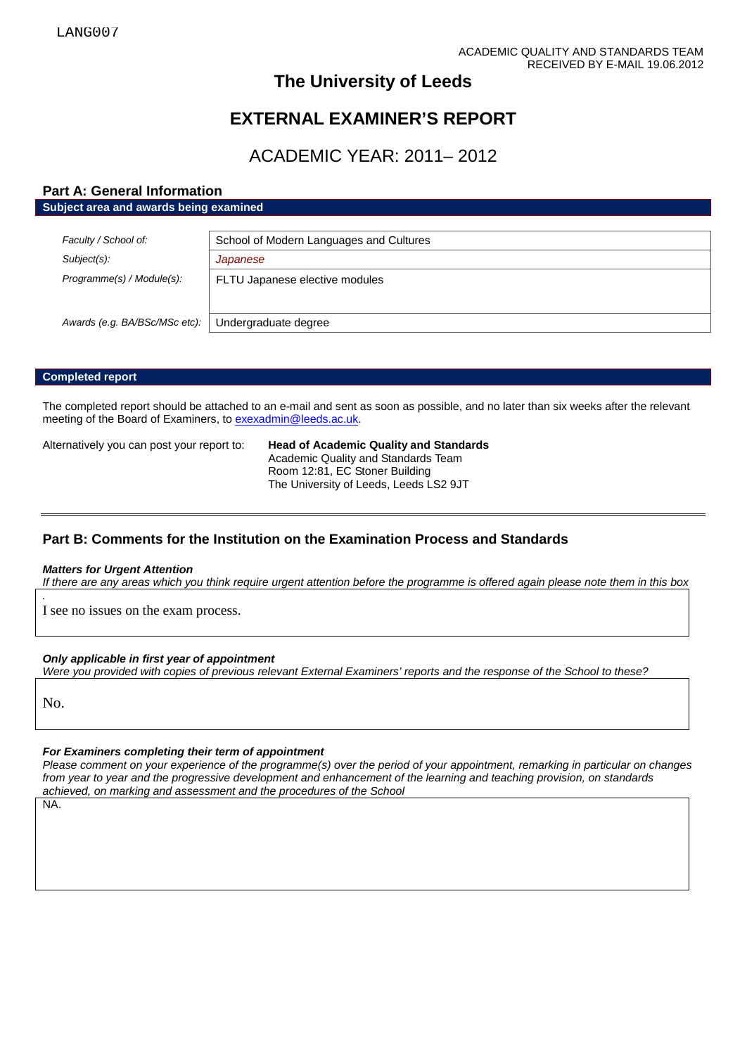LANG007

ACADEMIC QUALITY AND STANDARDS TEAM
RECEIVED BY E-MAIL 19.06.2012

# The University of Leeds

# EXTERNAL EXAMINER'S REPORT

## ACADEMIC YEAR: 2011– 2012

## Part A: General Information

**Subject area and awards being examined**

| | |
|---|---|
| *Faculty / School of:* | School of Modern Languages and Cultures |
| *Subject(s):* | *Japanese* |
| *Programme(s) / Module(s):* | FLTU Japanese elective modules |
| *Awards (e.g. BA/BSc/MSc etc):* | Undergraduate degree |

**Completed report**

The completed report should be attached to an e-mail and sent as soon as possible, and no later than six weeks after the relevant meeting of the Board of Examiners, to exexadmin@leeds.ac.uk.

Alternatively you can post your report to:

**Head of Academic Quality and Standards**
Academic Quality and Standards Team
Room 12:81, EC Stoner Building
The University of Leeds, Leeds LS2 9JT

## Part B: Comments for the Institution on the Examination Process and Standards

***Matters for Urgent Attention***

*If there are any areas which you think require urgent attention before the programme is offered again please note them in this box*

I see no issues on the exam process.

***Only applicable in first year of appointment***

*Were you provided with copies of previous relevant External Examiners' reports and the response of the School to these?*

No.

***For Examiners completing their term of appointment***

*Please comment on your experience of the programme(s) over the period of your appointment, remarking in particular on changes from year to year and the progressive development and enhancement of the learning and teaching provision, on standards achieved, on marking and assessment and the procedures of the School*

NA.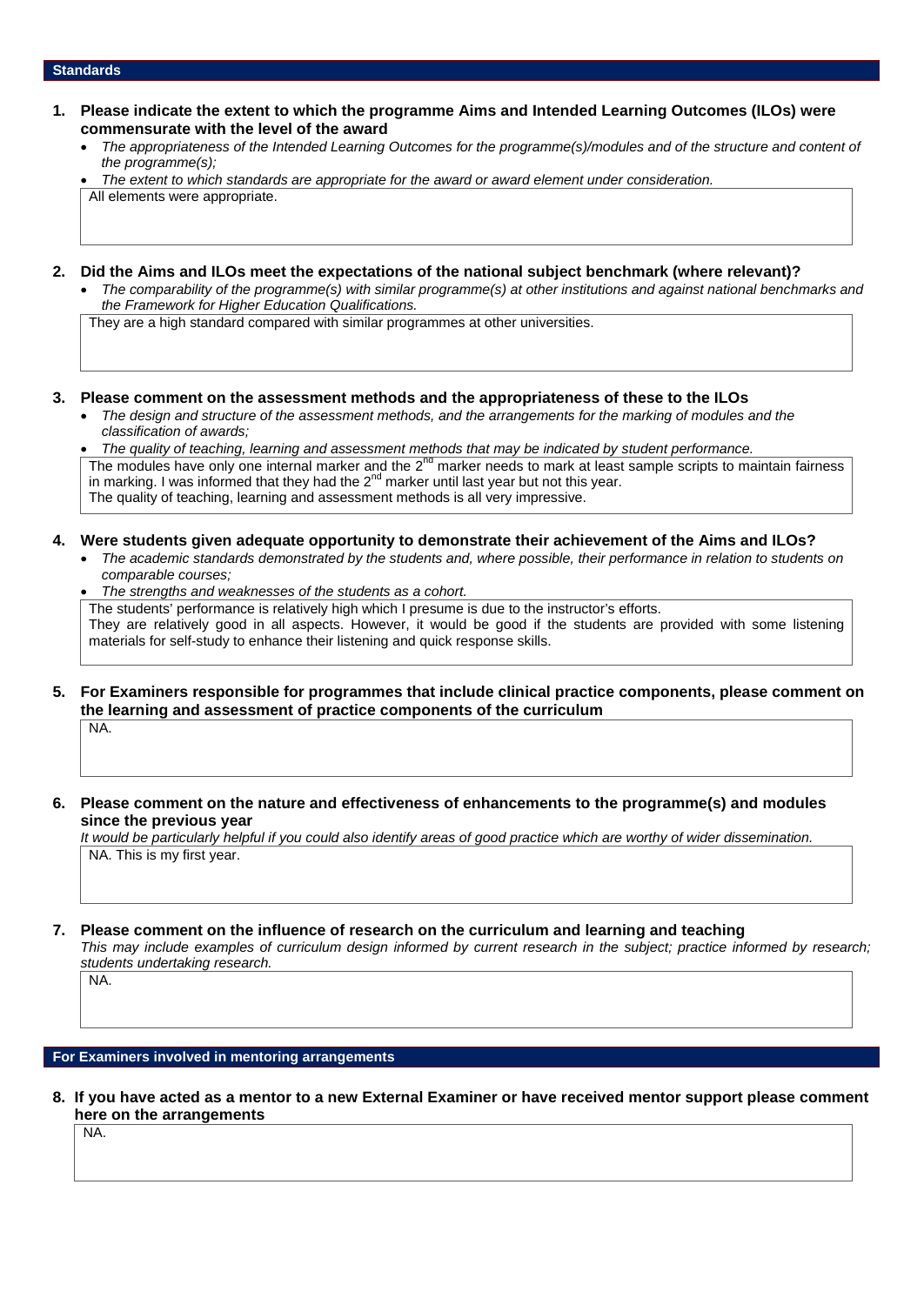## Standards

**1. Please indicate the extent to which the programme Aims and Intended Learning Outcomes (ILOs) were commensurate with the level of the award**

- *The appropriateness of the Intended Learning Outcomes for the programme(s)/modules and of the structure and content of the programme(s);*
- *The extent to which standards are appropriate for the award or award element under consideration.*

All elements were appropriate.

**2. Did the Aims and ILOs meet the expectations of the national subject benchmark (where relevant)?**

- *The comparability of the programme(s) with similar programme(s) at other institutions and against national benchmarks and the Framework for Higher Education Qualifications.*

They are a high standard compared with similar programmes at other universities.

**3. Please comment on the assessment methods and the appropriateness of these to the ILOs**

- *The design and structure of the assessment methods, and the arrangements for the marking of modules and the classification of awards;*
- *The quality of teaching, learning and assessment methods that may be indicated by student performance.*

The modules have only one internal marker and the 2nd marker needs to mark at least sample scripts to maintain fairness in marking. I was informed that they had the 2nd marker until last year but not this year.
The quality of teaching, learning and assessment methods is all very impressive.

**4. Were students given adequate opportunity to demonstrate their achievement of the Aims and ILOs?**

- *The academic standards demonstrated by the students and, where possible, their performance in relation to students on comparable courses;*
- *The strengths and weaknesses of the students as a cohort.*

The students' performance is relatively high which I presume is due to the instructor's efforts.
They are relatively good in all aspects. However, it would be good if the students are provided with some listening materials for self-study to enhance their listening and quick response skills.

**5. For Examiners responsible for programmes that include clinical practice components, please comment on the learning and assessment of practice components of the curriculum**

NA.

**6. Please comment on the nature and effectiveness of enhancements to the programme(s) and modules since the previous year**

*It would be particularly helpful if you could also identify areas of good practice which are worthy of wider dissemination.*

NA. This is my first year.

**7. Please comment on the influence of research on the curriculum and learning and teaching**

*This may include examples of curriculum design informed by current research in the subject; practice informed by research; students undertaking research.*

NA.

## For Examiners involved in mentoring arrangements

**8. If you have acted as a mentor to a new External Examiner or have received mentor support please comment here on the arrangements**

NA.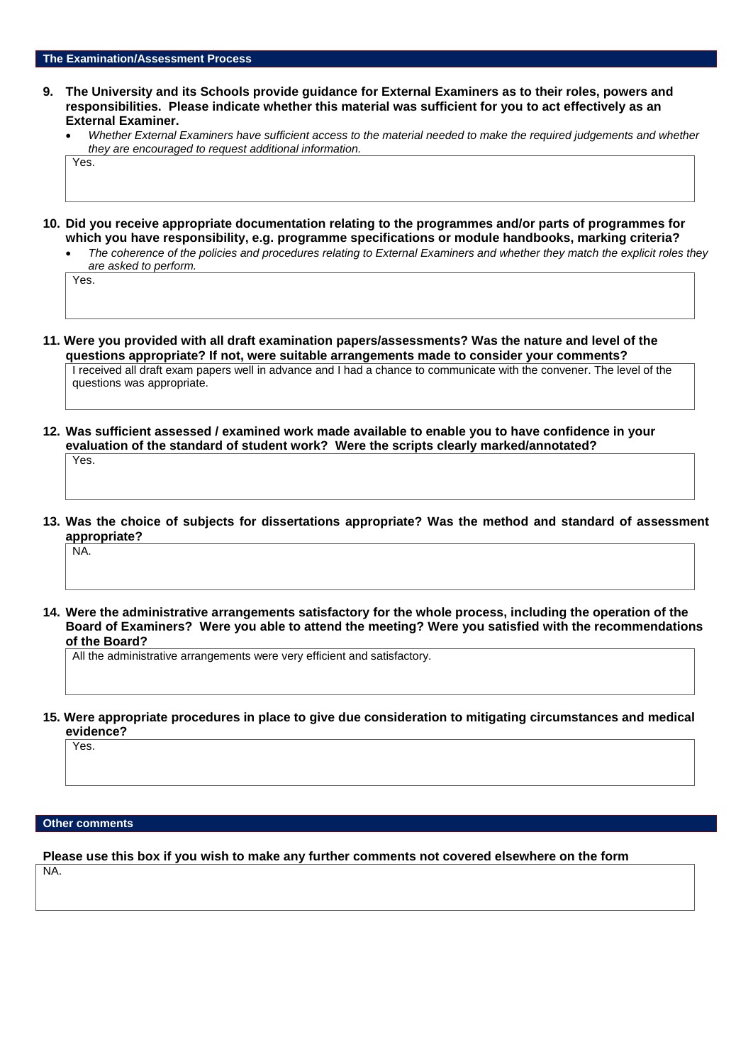## The Examination/Assessment Process

**9. The University and its Schools provide guidance for External Examiners as to their roles, powers and responsibilities. Please indicate whether this material was sufficient for you to act effectively as an External Examiner.**

- *Whether External Examiners have sufficient access to the material needed to make the required judgements and whether they are encouraged to request additional information.*

Yes.

**10. Did you receive appropriate documentation relating to the programmes and/or parts of programmes for which you have responsibility, e.g. programme specifications or module handbooks, marking criteria?**

- *The coherence of the policies and procedures relating to External Examiners and whether they match the explicit roles they are asked to perform.*

Yes.

**11. Were you provided with all draft examination papers/assessments? Was the nature and level of the questions appropriate? If not, were suitable arrangements made to consider your comments?**

I received all draft exam papers well in advance and I had a chance to communicate with the convener. The level of the questions was appropriate.

**12. Was sufficient assessed / examined work made available to enable you to have confidence in your evaluation of the standard of student work? Were the scripts clearly marked/annotated?**

Yes.

**13. Was the choice of subjects for dissertations appropriate? Was the method and standard of assessment appropriate?**

NA.

**14. Were the administrative arrangements satisfactory for the whole process, including the operation of the Board of Examiners? Were you able to attend the meeting? Were you satisfied with the recommendations of the Board?**

All the administrative arrangements were very efficient and satisfactory.

**15. Were appropriate procedures in place to give due consideration to mitigating circumstances and medical evidence?**

Yes.

## Other comments

**Please use this box if you wish to make any further comments not covered elsewhere on the form**

NA.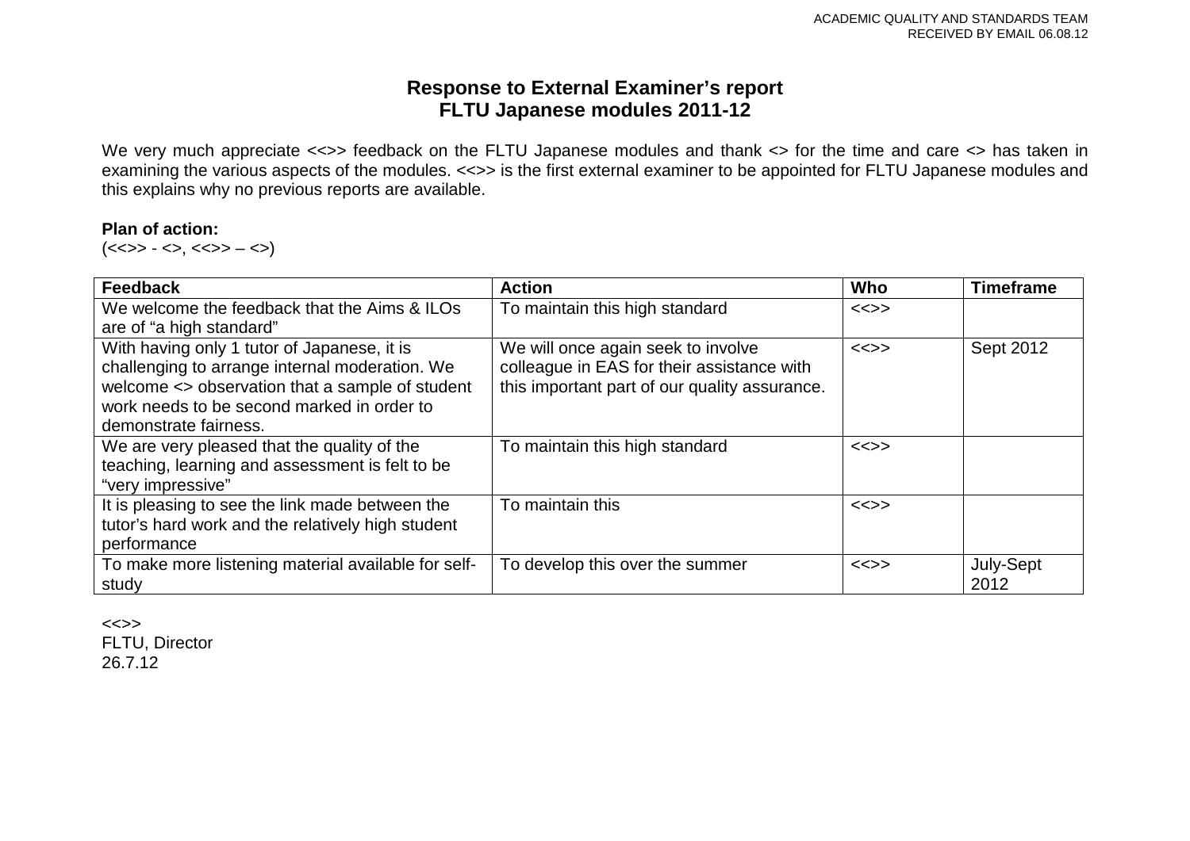ACADEMIC QUALITY AND STANDARDS TEAM
RECEIVED BY EMAIL 06.08.12

# Response to External Examiner's report FLTU Japanese modules 2011-12

We very much appreciate <<>> feedback on the FLTU Japanese modules and thank <> for the time and care <> has taken in examining the various aspects of the modules. <<>> is the first external examiner to be appointed for FLTU Japanese modules and this explains why no previous reports are available.

**Plan of action:**
(<<>> - <>, <<>> – <>)

| Feedback | Action | Who | Timeframe |
|---|---|---|---|
| We welcome the feedback that the Aims & ILOs are of "a high standard" | To maintain this high standard | <<>> | |
| With having only 1 tutor of Japanese, it is challenging to arrange internal moderation. We welcome <> observation that a sample of student work needs to be second marked in order to demonstrate fairness. | We will once again seek to involve colleague in EAS for their assistance with this important part of our quality assurance. | <<>> | Sept 2012 |
| We are very pleased that the quality of the teaching, learning and assessment is felt to be "very impressive" | To maintain this high standard | <<>> | |
| It is pleasing to see the link made between the tutor's hard work and the relatively high student performance | To maintain this | <<>> | |
| To make more listening material available for self-study | To develop this over the summer | <<>> | July-Sept 2012 |

<<>>
FLTU, Director
26.7.12